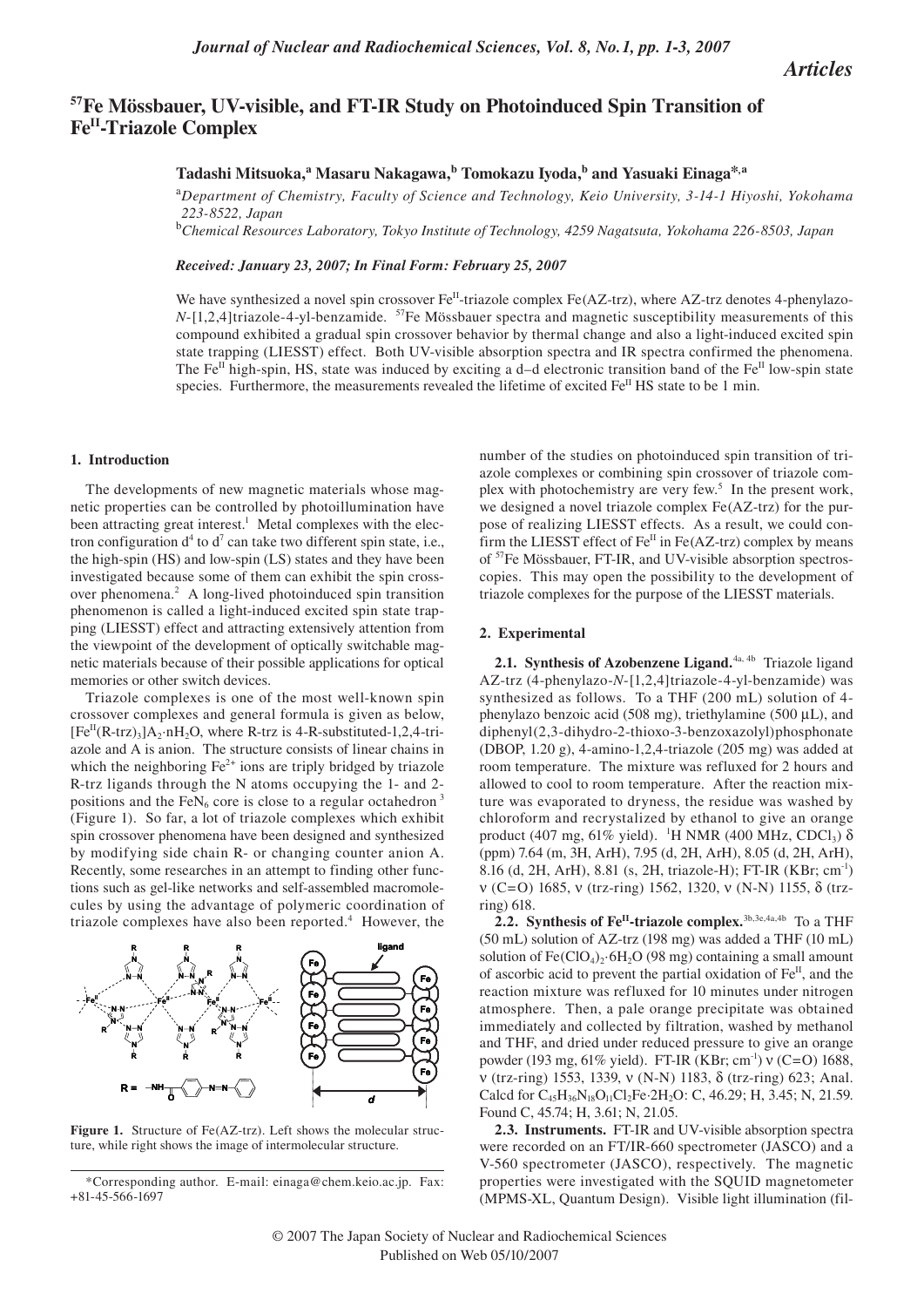*Articles*

# $^{57}$Fe Mössbauer, UV-visible, and FT-IR Study on Photoinduced Spin Transition of $Fe^{II}$-Triazole Complex

**Tadashi Mitsuoka,[a] Masaru Nakagawa,[b] Tomokazu Iyoda,[b] and Yasuaki Einaga*,[a]**

[a] *Department of Chemistry, Faculty of Science and Technology, Keio University, 3-14-1 Hiyoshi, Yokohama 223-8522, Japan*

[b] *Chemical Resources Laboratory, Tokyo Institute of Technology, 4259 Nagatsuta, Yokohama 226-8503, Japan*

***Received: January 23, 2007; In Final Form: February 25, 2007***

We have synthesized a novel spin crossover $Fe^{II}$-triazole complex Fe(AZ-trz), where AZ-trz denotes 4-phenylazo-*N*-[1,2,4]triazole-4-yl-benzamide. $^{57}$Fe Mössbauer spectra and magnetic susceptibility measurements of this compound exhibited a gradual spin crossover behavior by thermal change and also a light-induced excited spin state trapping (LIESST) effect. Both UV-visible absorption spectra and IR spectra confirmed the phenomena. The $Fe^{II}$ high-spin, HS, state was induced by exciting a d–d electronic transition band of the $Fe^{II}$ low-spin state species. Furthermore, the measurements revealed the lifetime of excited $Fe^{II}$ HS state to be 1 min.

## 1. Introduction

The developments of new magnetic materials whose magnetic properties can be controlled by photoillumination have been attracting great interest.[1] Metal complexes with the electron configuration $d^4$ to $d^7$ can take two different spin state, i.e., the high-spin (HS) and low-spin (LS) states and they have been investigated because some of them can exhibit the spin crossover phenomena.[2] A long-lived photoinduced spin transition phenomenon is called a light-induced excited spin state trapping (LIESST) effect and attracting extensively attention from the viewpoint of the development of optically switchable magnetic materials because of their possible applications for optical memories or other switch devices.

Triazole complexes is one of the most well-known spin crossover complexes and general formula is given as below, $[Fe^{II}(R\text{-}trz)_3]A_2\cdot nH_2O$, where R-trz is 4-R-substituted-1,2,4-triazole and A is anion. The structure consists of linear chains in which the neighboring $Fe^{2+}$ ions are triply bridged by triazole R-trz ligands through the N atoms occupying the 1- and 2-positions and the $FeN_6$ core is close to a regular octahedron[3] (Figure 1). So far, a lot of triazole complexes which exhibit spin crossover phenomena have been designed and synthesized by modifying side chain R- or changing counter anion A. Recently, some researches in an attempt to finding other functions such as gel-like networks and self-assembled macromolecules by using the advantage of polymeric coordination of triazole complexes have also been reported.[4] However, the number of the studies on photoinduced spin transition of triazole complexes or combining spin crossover of triazole complex with photochemistry are very few.[5] In the present work, we designed a novel triazole complex Fe(AZ-trz) for the purpose of realizing LIESST effects. As a result, we could confirm the LIESST effect of $Fe^{II}$ in Fe(AZ-trz) complex by means of $^{57}$Fe Mössbauer, FT-IR, and UV-visible absorption spectroscopies. This may open the possibility to the development of triazole complexes for the purpose of the LIESST materials.

**Figure 1.** Structure of Fe(AZ-trz). Left shows the molecular structure, while right shows the image of intermolecular structure.

## 2. Experimental

**2.1. Synthesis of Azobenzene Ligand.**[4a, 4b] Triazole ligand AZ-trz (4-phenylazo-*N*-[1,2,4]triazole-4-yl-benzamide) was synthesized as follows. To a THF (200 mL) solution of 4-phenylazo benzoic acid (508 mg), triethylamine (500 μL), and diphenyl(2,3-dihydro-2-thioxo-3-benzoxazolyl)phosphonate (DBOP, 1.20 g), 4-amino-1,2,4-triazole (205 mg) was added at room temperature. The mixture was refluxed for 2 hours and allowed to cool to room temperature. After the reaction mixture was evaporated to dryness, the residue was washed by chloroform and recrystalized by ethanol to give an orange product (407 mg, 61% yield). $^1$H NMR (400 MHz, $CDCl_3$) δ (ppm) 7.64 (m, 3H, ArH), 7.95 (d, 2H, ArH), 8.05 (d, 2H, ArH), 8.16 (d, 2H, ArH), 8.81 (s, 2H, triazole-H); FT-IR (KBr; $cm^{-1}$) ν (C=O) 1685, ν (trz-ring) 1562, 1320, ν (N-N) 1155, δ (trz-ring) 618.

**2.2. Synthesis of $Fe^{II}$-triazole complex.**[3b,3e,4a,4b] To a THF (50 mL) solution of AZ-trz (198 mg) was added a THF (10 mL) solution of $Fe(ClO_4)_2\cdot 6H_2O$ (98 mg) containing a small amount of ascorbic acid to prevent the partial oxidation of $Fe^{II}$, and the reaction mixture was refluxed for 10 minutes under nitrogen atmosphere. Then, a pale orange precipitate was obtained immediately and collected by filtration, washed by methanol and THF, and dried under reduced pressure to give an orange powder (193 mg, 61% yield). FT-IR (KBr; $cm^{-1}$) ν (C=O) 1688, ν (trz-ring) 1553, 1339, ν (N-N) 1183, δ (trz-ring) 623; Anal. Calcd for $C_{45}H_{36}N_{18}O_{11}Cl_2Fe\cdot 2H_2O$: C, 46.29; H, 3.45; N, 21.59. Found C, 45.74; H, 3.61; N, 21.05.

**2.3. Instruments.** FT-IR and UV-visible absorption spectra were recorded on an FT/IR-660 spectrometer (JASCO) and a V-560 spectrometer (JASCO), respectively. The magnetic properties were investigated with the SQUID magnetometer (MPMS-XL, Quantum Design). Visible light illumination (fil-

*Corresponding author. E-mail: einaga@chem.keio.ac.jp. Fax: +81-45-566-1697

© 2007 The Japan Society of Nuclear and Radiochemical Sciences
Published on Web 05/10/2007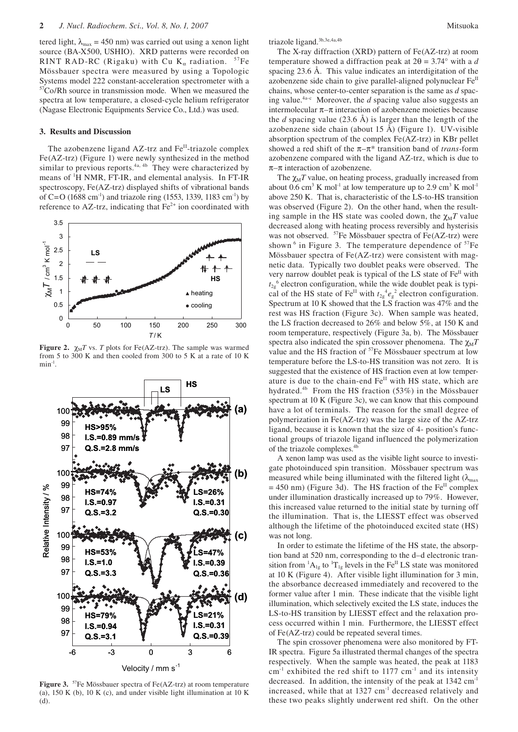tered light, $\lambda_{max}$ = 450 nm) was carried out using a xenon light source (BA-X500, USHIO). XRD patterns were recorded on RINT RAD-RC (Rigaku) with Cu $K_\alpha$ radiation. $^{57}$Fe Mössbauer spectra were measured by using a Topologic Systems model 222 constant-acceleration spectrometer with a $^{57}$Co/Rh source in transmission mode. When we measured the spectra at low temperature, a closed-cycle helium refrigerator (Nagase Electronic Equipments Service Co., Ltd.) was used.

## 3. Results and Discussion

The azobenzene ligand AZ-trz and $Fe^{II}$-triazole complex Fe(AZ-trz) (Figure 1) were newly synthesized in the method similar to previous reports.[4a, 4b] They were characterized by means of $^1$H NMR, FT-IR, and elemental analysis. In FT-IR spectroscopy, Fe(AZ-trz) displayed shifts of vibrational bands of C=O (1688 cm$^{-1}$) and triazole ring (1553, 1339, 1183 cm$^{-1}$) by reference to AZ-trz, indicating that $Fe^{2+}$ ion coordinated with triazole ligand.[3b,3e,4a,4b]

**Figure 2.** $\chi_M T$ vs. $T$ plots for Fe(AZ-trz). The sample was warmed from 5 to 300 K and then cooled from 300 to 5 K at a rate of 10 K min$^{-1}$.

**Figure 3.** $^{57}$Fe Mössbauer spectra of Fe(AZ-trz) at room temperature (a), 150 K (b), 10 K (c), and under visible light illumination at 10 K (d).

The X-ray diffraction (XRD) pattern of Fe(AZ-trz) at room temperature showed a diffraction peak at 2θ = 3.74° with a $d$ spacing 23.6 Å. This value indicates an interdigitation of the azobenzene side chain to give parallel-aligned polynuclear $Fe^{II}$ chains, whose center-to-center separation is the same as $d$ spacing value.[4a-c] Moreover, the $d$ spacing value also suggests an intermolecular π–π interaction of azobenzene moieties because the $d$ spacing value (23.6 Å) is larger than the length of the azobenzene side chain (about 15 Å) (Figure 1). UV-visible absorption spectrum of the complex Fe(AZ-trz) in KBr pellet showed a red shift of the π–π* transition band of *trans*-form azobenzene compared with the ligand AZ-trz, which is due to π–π interaction of azobenzene.

The $\chi_M T$ value, on heating process, gradually increased from about 0.6 cm$^3$ K mol$^{-1}$ at low temperature up to 2.9 cm$^3$ K mol$^{-1}$ above 250 K. That is, characteristic of the LS-to-HS transition was observed (Figure 2). On the other hand, when the resulting sample in the HS state was cooled down, the $\chi_M T$ value decreased along with heating process reversibly and hysteresis was not observed. $^{57}$Fe Mössbauer spectra of Fe(AZ-trz) were shown[6] in Figure 3. The temperature dependence of $^{57}$Fe Mössbauer spectra of Fe(AZ-trz) were consistent with magnetic data. Typically two doublet peaks were observed. The very narrow doublet peak is typical of the LS state of $Fe^{II}$ with $t_{2g}^{6}$ electron configuration, while the wide doublet peak is typical of the HS state of $Fe^{II}$ with $t_{2g}^{4}e_{g}^{2}$ electron configuration. Spectrum at 10 K showed that the LS fraction was 47% and the rest was HS fraction (Figure 3c). When sample was heated, the LS fraction decreased to 26% and below 5%, at 150 K and room temperature, respectively (Figure 3a, b). The Mössbauer spectra also indicated the spin crossover phenomena. The $\chi_M T$ value and the HS fraction of $^{57}$Fe Mössbauer spectrum at low temperature before the LS-to-HS transition was not zero. It is suggested that the existence of HS fraction even at low temperature is due to the chain-end $Fe^{II}$ with HS state, which are hydrated.[4b] From the HS fraction (53%) in the Mössbauer spectrum at 10 K (Figure 3c), we can know that this compound have a lot of terminals. The reason for the small degree of polymerization in Fe(AZ-trz) was the large size of the AZ-trz ligand, because it is known that the size of 4- position's functional groups of triazole ligand influenced the polymerization of the triazole complexes.[4b]

A xenon lamp was used as the visible light source to investigate photoinduced spin transition. Mössbauer spectrum was measured while being illuminated with the filtered light ($\lambda_{max}$ = 450 nm) (Figure 3d). The HS fraction of the $Fe^{II}$ complex under illumination drastically increased up to 79%. However, this increased value returned to the initial state by turning off the illumination. That is, the LIESST effect was observed although the lifetime of the photoinduced excited state (HS) was not long.

In order to estimate the lifetime of the HS state, the absorption band at 520 nm, corresponding to the d–d electronic transition from $^1A_{1g}$ to $^1T_{1g}$ levels in the $Fe^{II}$ LS state was monitored at 10 K (Figure 4). After visible light illumination for 3 min, the absorbance decreased immediately and recovered to the former value after 1 min. These indicate that the visible light illumination, which selectively excited the LS state, induces the LS-to-HS transition by LIESST effect and the relaxation process occurred within 1 min. Furthermore, the LIESST effect of Fe(AZ-trz) could be repeated several times.

The spin crossover phenomena were also monitored by FT-IR spectra. Figure 5a illustrated thermal changes of the spectra respectively. When the sample was heated, the peak at 1183 cm$^{-1}$ exhibited the red shift to 1177 cm$^{-1}$ and its intensity decreased. In addition, the intensity of the peak at 1342 cm$^{-1}$ increased, while that at 1327 cm$^{-1}$ decreased relatively and these two peaks slightly underwent red shift. On the other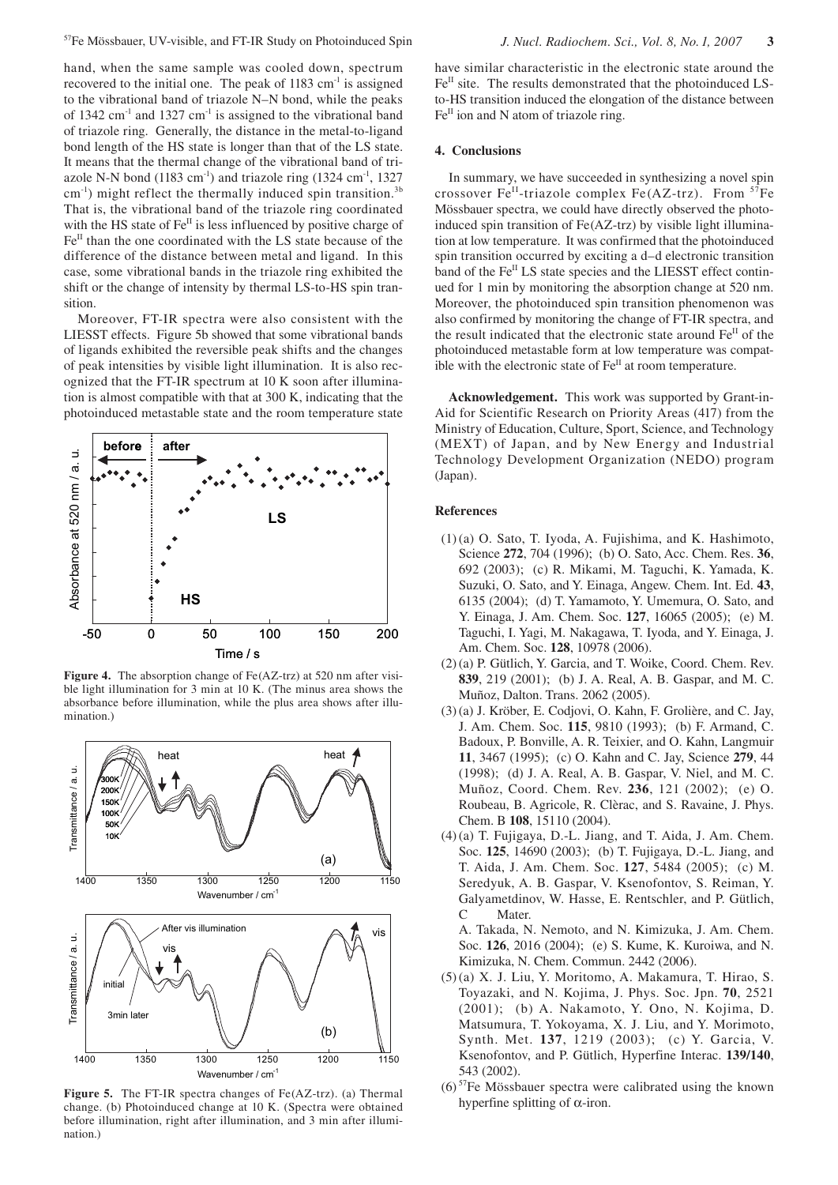hand, when the same sample was cooled down, spectrum recovered to the initial one. The peak of 1183 $cm^{-1}$ is assigned to the vibrational band of triazole N–N bond, while the peaks of 1342 $cm^{-1}$ and 1327 $cm^{-1}$ is assigned to the vibrational band of triazole ring. Generally, the distance in the metal-to-ligand bond length of the HS state is longer than that of the LS state. It means that the thermal change of the vibrational band of triazole N-N bond (1183 $cm^{-1}$) and triazole ring (1324 $cm^{-1}$, 1327 $cm^{-1}$) might reflect the thermally induced spin transition.[3b] That is, the vibrational band of the triazole ring coordinated with the HS state of $Fe^{II}$ is less influenced by positive charge of $Fe^{II}$ than the one coordinated with the LS state because of the difference of the distance between metal and ligand. In this case, some vibrational bands in the triazole ring exhibited the shift or the change of intensity by thermal LS-to-HS spin transition.

Moreover, FT-IR spectra were also consistent with the LIESST effects. Figure 5b showed that some vibrational bands of ligands exhibited the reversible peak shifts and the changes of peak intensities by visible light illumination. It is also recognized that the FT-IR spectrum at 10 K soon after illumination is almost compatible with that at 300 K, indicating that the photoinduced metastable state and the room temperature state

before
after
Absorbance at 520 nm / a. u.
LS
HS
-50
0
50
100
150
200
Time / s

**Figure 4.** The absorption change of Fe(AZ-trz) at 520 nm after visible light illumination for 3 min at 10 K. (The minus area shows the absorbance before illumination, while the plus area shows after illumination.)

heat
heat
Transmittance / a. u.
300K
200K
150K
100K
50K
10K
(a)
1400
1350
1300
1250
1200
1150
Wavenumber / $cm^{-1}$

After vis illumination
vis
vis
Transmittance / a. u.
initial
3min later
(b)
1400
1350
1300
1250
1200
1150
Wavenumber / $cm^{-1}$

**Figure 5.** The FT-IR spectra changes of Fe(AZ-trz). (a) Thermal change. (b) Photoinduced change at 10 K. (Spectra were obtained before illumination, right after illumination, and 3 min after illumination.)

have similar characteristic in the electronic state around the $Fe^{II}$ site. The results demonstrated that the photoinduced LS-to-HS transition induced the elongation of the distance between $Fe^{II}$ ion and N atom of triazole ring.

## 4. Conclusions

In summary, we have succeeded in synthesizing a novel spin crossover $Fe^{II}$-triazole complex Fe(AZ-trz). From $^{57}Fe$ Mössbauer spectra, we could have directly observed the photoinduced spin transition of Fe(AZ-trz) by visible light illumination at low temperature. It was confirmed that the photoinduced spin transition occurred by exciting a d–d electronic transition band of the $Fe^{II}$ LS state species and the LIESST effect continued for 1 min by monitoring the absorption change at 520 nm. Moreover, the photoinduced spin transition phenomenon was also confirmed by monitoring the change of FT-IR spectra, and the result indicated that the electronic state around $Fe^{II}$ of the photoinduced metastable form at low temperature was compatible with the electronic state of $Fe^{II}$ at room temperature.

**Acknowledgement.** This work was supported by Grant-in-Aid for Scientific Research on Priority Areas (417) from the Ministry of Education, Culture, Sport, Science, and Technology (MEXT) of Japan, and by New Energy and Industrial Technology Development Organization (NEDO) program (Japan).

## References

(1) (a) O. Sato, T. Iyoda, A. Fujishima, and K. Hashimoto, Science **272**, 704 (1996); (b) O. Sato, Acc. Chem. Res. **36**, 692 (2003); (c) R. Mikami, M. Taguchi, K. Yamada, K. Suzuki, O. Sato, and Y. Einaga, Angew. Chem. Int. Ed. **43**, 6135 (2004); (d) T. Yamamoto, Y. Umemura, O. Sato, and Y. Einaga, J. Am. Chem. Soc. **127**, 16065 (2005); (e) M. Taguchi, I. Yagi, M. Nakagawa, T. Iyoda, and Y. Einaga, J. Am. Chem. Soc. **128**, 10978 (2006).

(2) (a) P. Gütlich, Y. Garcia, and T. Woike, Coord. Chem. Rev. **839**, 219 (2001); (b) J. A. Real, A. B. Gaspar, and M. C. Muñoz, Dalton. Trans. 2062 (2005).

(3) (a) J. Kröber, E. Codjovi, O. Kahn, F. Grolière, and C. Jay, J. Am. Chem. Soc. **115**, 9810 (1993); (b) F. Armand, C. Badoux, P. Bonville, A. R. Teixier, and O. Kahn, Langmuir **11**, 3467 (1995); (c) O. Kahn and C. Jay, Science **279**, 44 (1998); (d) J. A. Real, A. B. Gaspar, V. Niel, and M. C. Muñoz, Coord. Chem. Rev. **236**, 121 (2002); (e) O. Roubeau, B. Agricole, R. Clèrac, and S. Ravaine, J. Phys. Chem. B **108**, 15110 (2004).

(4) (a) T. Fujigaya, D.-L. Jiang, and T. Aida, J. Am. Chem. Soc. **125**, 14690 (2003); (b) T. Fujigaya, D.-L. Jiang, and T. Aida, J. Am. Chem. Soc. **127**, 5484 (2005); (c) M. Seredyuk, A. B. Gaspar, V. Ksenofontov, S. Reiman, Y. Galyametdinov, W. Hasse, E. Rentschler, and P. Gütlich, C Mater. A. Takada, N. Nemoto, and N. Kimizuka, J. Am. Chem. Soc. **126**, 2016 (2004); (e) S. Kume, K. Kuroiwa, and N. Kimizuka, N. Chem. Commun. 2442 (2006).

(5) (a) X. J. Liu, Y. Moritomo, A. Makamura, T. Hirao, S. Toyazaki, and N. Kojima, J. Phys. Soc. Jpn. **70**, 2521 (2001); (b) A. Nakamoto, Y. Ono, N. Kojima, D. Matsumura, T. Yokoyama, X. J. Liu, and Y. Morimoto, Synth. Met. **137**, 1219 (2003); (c) Y. Garcia, V. Ksenofontov, and P. Gütlich, Hyperfine Interac. **139/140**, 543 (2002).

(6) $^{57}Fe$ Mössbauer spectra were calibrated using the known hyperfine splitting of $\alpha$-iron.